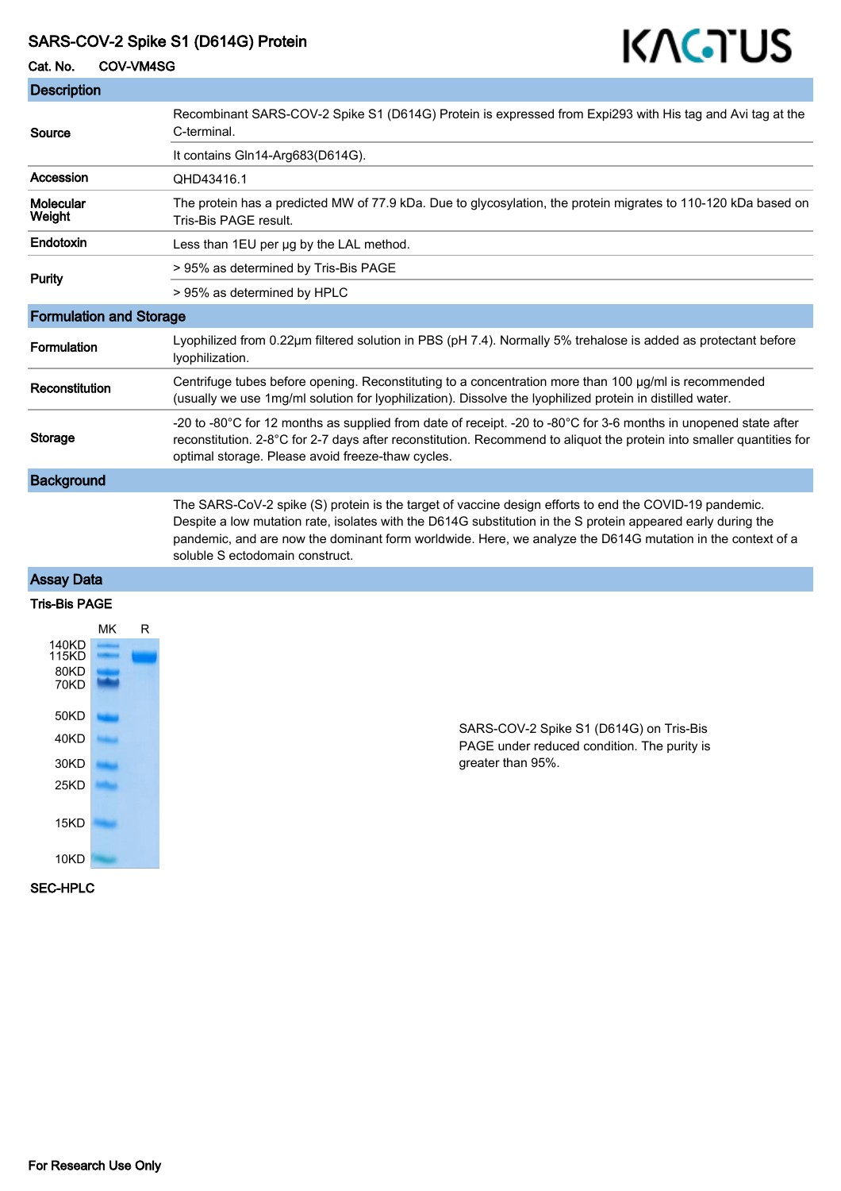# SARS-COV-2 Spike S1 (D614G) Protein

**Cat. No.** COV-VM4SG

KACTUS

## Description

| | |
|---|---|
| **Source** | Recombinant SARS-COV-2 Spike S1 (D614G) Protein is expressed from Expi293 with His tag and Avi tag at the C-terminal. |
| | It contains Gln14-Arg683(D614G). |
| **Accession** | QHD43416.1 |
| **Molecular Weight** | The protein has a predicted MW of 77.9 kDa. Due to glycosylation, the protein migrates to 110-120 kDa based on Tris-Bis PAGE result. |
| **Endotoxin** | Less than 1EU per μg by the LAL method. |
| **Purity** | > 95% as determined by Tris-Bis PAGE |
| | > 95% as determined by HPLC |

## Formulation and Storage

| | |
|---|---|
| **Formulation** | Lyophilized from 0.22μm filtered solution in PBS (pH 7.4). Normally 5% trehalose is added as protectant before lyophilization. |
| **Reconstitution** | Centrifuge tubes before opening. Reconstituting to a concentration more than 100 μg/ml is recommended (usually we use 1mg/ml solution for lyophilization). Dissolve the lyophilized protein in distilled water. |
| **Storage** | -20 to -80°C for 12 months as supplied from date of receipt. -20 to -80°C for 3-6 months in unopened state after reconstitution. 2-8°C for 2-7 days after reconstitution. Recommend to aliquot the protein into smaller quantities for optimal storage. Please avoid freeze-thaw cycles. |

## Background

The SARS-CoV-2 spike (S) protein is the target of vaccine design efforts to end the COVID-19 pandemic. Despite a low mutation rate, isolates with the D614G substitution in the S protein appeared early during the pandemic, and are now the dominant form worldwide. Here, we analyze the D614G mutation in the context of a soluble S ectodomain construct.

## Assay Data

### Tris-Bis PAGE

MK R

140KD, 115KD, 80KD, 70KD, 50KD, 40KD, 30KD, 25KD, 15KD, 10KD

SARS-COV-2 Spike S1 (D614G) on Tris-Bis PAGE under reduced condition. The purity is greater than 95%.

### SEC-HPLC

**For Research Use Only**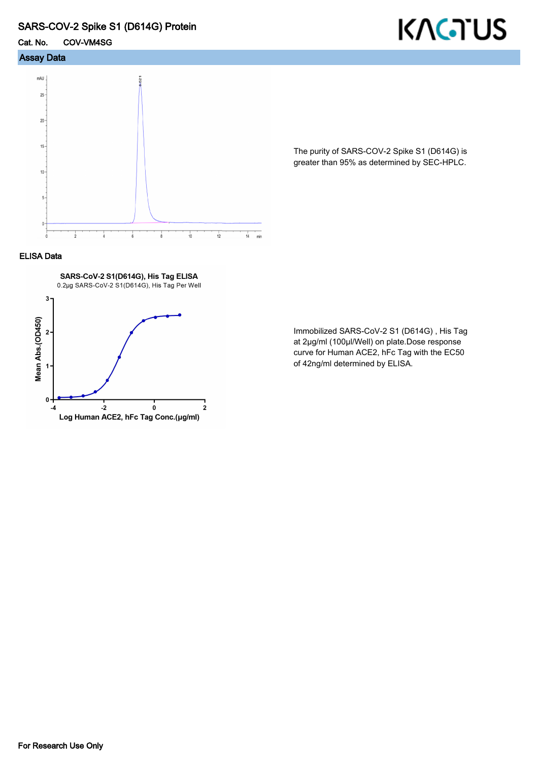# SARS-COV-2 Spike S1 (D614G) Protein

Cat. No. COV-VM4SG

KACTUS

## Assay Data

mAU
25
20
15
10
5
0
0 2 4 6 8 10 12 14 min
6.521

The purity of SARS-COV-2 Spike S1 (D614G) is greater than 95% as determined by SEC-HPLC.

## ELISA Data

SARS-CoV-2 S1(D614G), His Tag ELISA
0.2μg SARS-CoV-2 S1(D614G), His Tag Per Well
Mean Abs.(OD450)
3
2
1
0
-4 -2 0 2
Log Human ACE2, hFc Tag Conc.(μg/ml)

Immobilized SARS-CoV-2 S1 (D614G) , His Tag at 2μg/ml (100μl/Well) on plate.Dose response curve for Human ACE2, hFc Tag with the EC50 of 42ng/ml determined by ELISA.

For Research Use Only